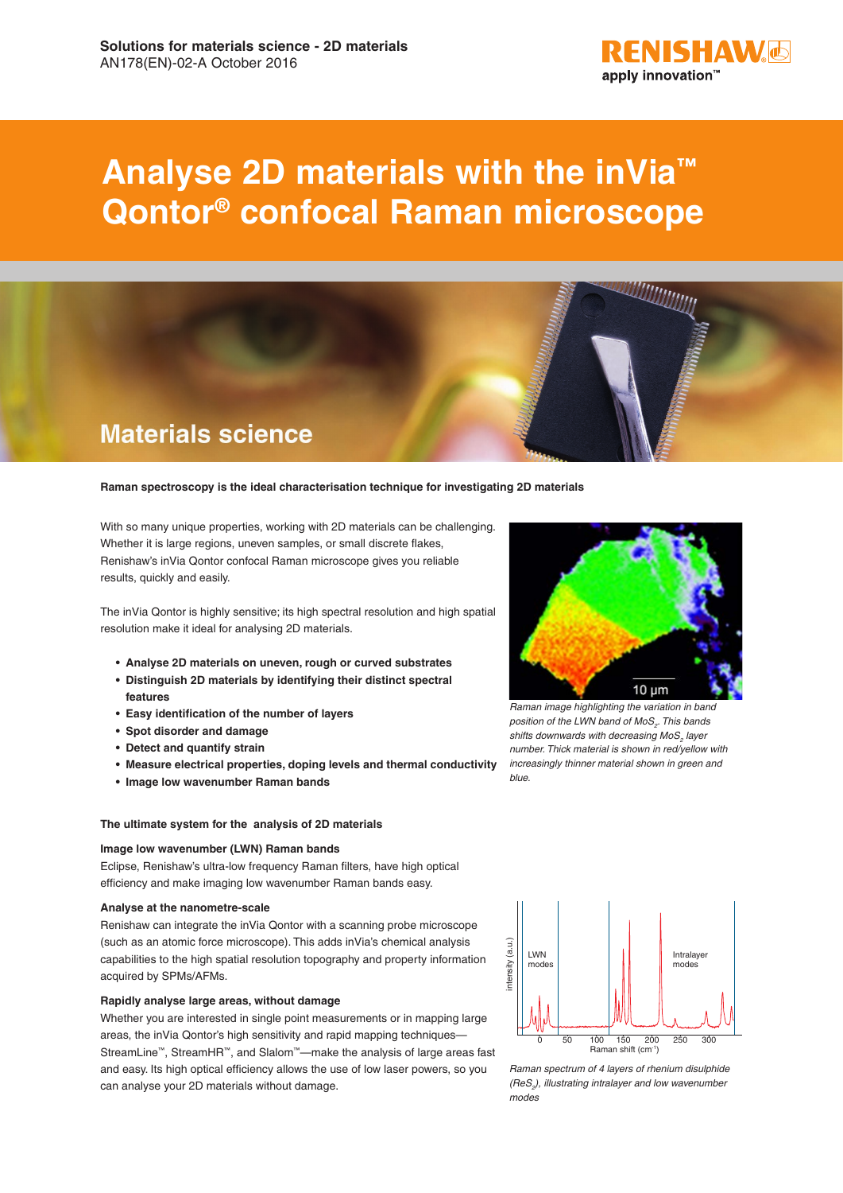**Solutions for materials science - 2D materials**
AN178(EN)-02-A October 2016

# Analyse 2D materials with the inVia™ Qontor® confocal Raman microscope

## Materials science

**Raman spectroscopy is the ideal characterisation technique for investigating 2D materials**

With so many unique properties, working with 2D materials can be challenging. Whether it is large regions, uneven samples, or small discrete flakes, Renishaw's inVia Qontor confocal Raman microscope gives you reliable results, quickly and easily.

The inVia Qontor is highly sensitive; its high spectral resolution and high spatial resolution make it ideal for analysing 2D materials.

- **Analyse 2D materials on uneven, rough or curved substrates**
- **Distinguish 2D materials by identifying their distinct spectral features**
- **Easy identification of the number of layers**
- **Spot disorder and damage**
- **Detect and quantify strain**
- **Measure electrical properties, doping levels and thermal conductivity**
- **Image low wavenumber Raman bands**

*Raman image highlighting the variation in band position of the LWN band of $MoS_2$. This bands shifts downwards with decreasing $MoS_2$ layer number. Thick material is shown in red/yellow with increasingly thinner material shown in green and blue.*

### The ultimate system for the analysis of 2D materials

#### Image low wavenumber (LWN) Raman bands

Eclipse, Renishaw's ultra-low frequency Raman filters, have high optical efficiency and make imaging low wavenumber Raman bands easy.

#### Analyse at the nanometre-scale

Renishaw can integrate the inVia Qontor with a scanning probe microscope (such as an atomic force microscope). This adds inVia's chemical analysis capabilities to the high spatial resolution topography and property information acquired by SPMs/AFMs.

#### Rapidly analyse large areas, without damage

Whether you are interested in single point measurements or in mapping large areas, the inVia Qontor's high sensitivity and rapid mapping techniques—StreamLine™, StreamHR™, and Slalom™—make the analysis of large areas fast and easy. Its high optical efficiency allows the use of low laser powers, so you can analyse your 2D materials without damage.

*Raman spectrum of 4 layers of rhenium disulphide ($ReS_2$), illustrating intralayer and low wavenumber modes*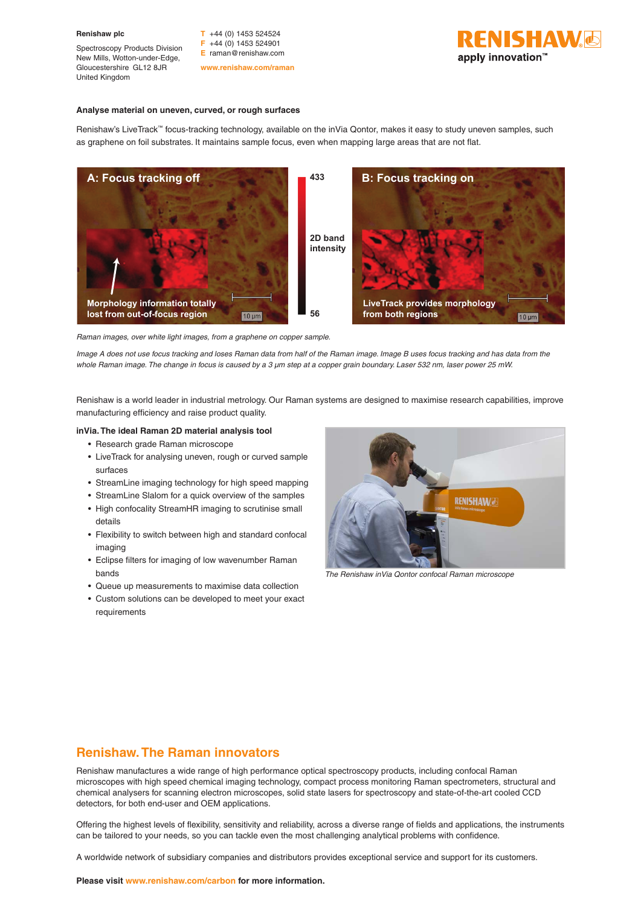**Renishaw plc**

Spectroscopy Products Division
New Mills, Wotton-under-Edge,
Gloucestershire GL12 8JR
United Kingdom

**T** +44 (0) 1453 524524
**F** +44 (0) 1453 524901
**E** raman@renishaw.com

www.renishaw.com/raman

RENISHAW
apply innovation™

**Analyse material on uneven, curved, or rough surfaces**

Renishaw's LiveTrack™ focus-tracking technology, available on the inVia Qontor, makes it easy to study uneven samples, such as graphene on foil substrates. It maintains sample focus, even when mapping large areas that are not flat.

A: Focus tracking off

Morphology information totally lost from out-of-focus region

10 µm

433

2D band intensity

56

B: Focus tracking on

LiveTrack provides morphology from both regions

10 µm

*Raman images, over white light images, from a graphene on copper sample.*

*Image A does not use focus tracking and loses Raman data from half of the Raman image. Image B uses focus tracking and has data from the whole Raman image. The change in focus is caused by a 3 µm step at a copper grain boundary. Laser 532 nm, laser power 25 mW.*

Renishaw is a world leader in industrial metrology. Our Raman systems are designed to maximise research capabilities, improve manufacturing efficiency and raise product quality.

**inVia. The ideal Raman 2D material analysis tool**

- Research grade Raman microscope
- LiveTrack for analysing uneven, rough or curved sample surfaces
- StreamLine imaging technology for high speed mapping
- StreamLine Slalom for a quick overview of the samples
- High confocality StreamHR imaging to scrutinise small details
- Flexibility to switch between high and standard confocal imaging
- Eclipse filters for imaging of low wavenumber Raman bands
- Queue up measurements to maximise data collection
- Custom solutions can be developed to meet your exact requirements

*The Renishaw inVia Qontor confocal Raman microscope*

## Renishaw. The Raman innovators

Renishaw manufactures a wide range of high performance optical spectroscopy products, including confocal Raman microscopes with high speed chemical imaging technology, compact process monitoring Raman spectrometers, structural and chemical analysers for scanning electron microscopes, solid state lasers for spectroscopy and state-of-the-art cooled CCD detectors, for both end-user and OEM applications.

Offering the highest levels of flexibility, sensitivity and reliability, across a diverse range of fields and applications, the instruments can be tailored to your needs, so you can tackle even the most challenging analytical problems with confidence.

A worldwide network of subsidiary companies and distributors provides exceptional service and support for its customers.

**Please visit www.renishaw.com/carbon for more information.**